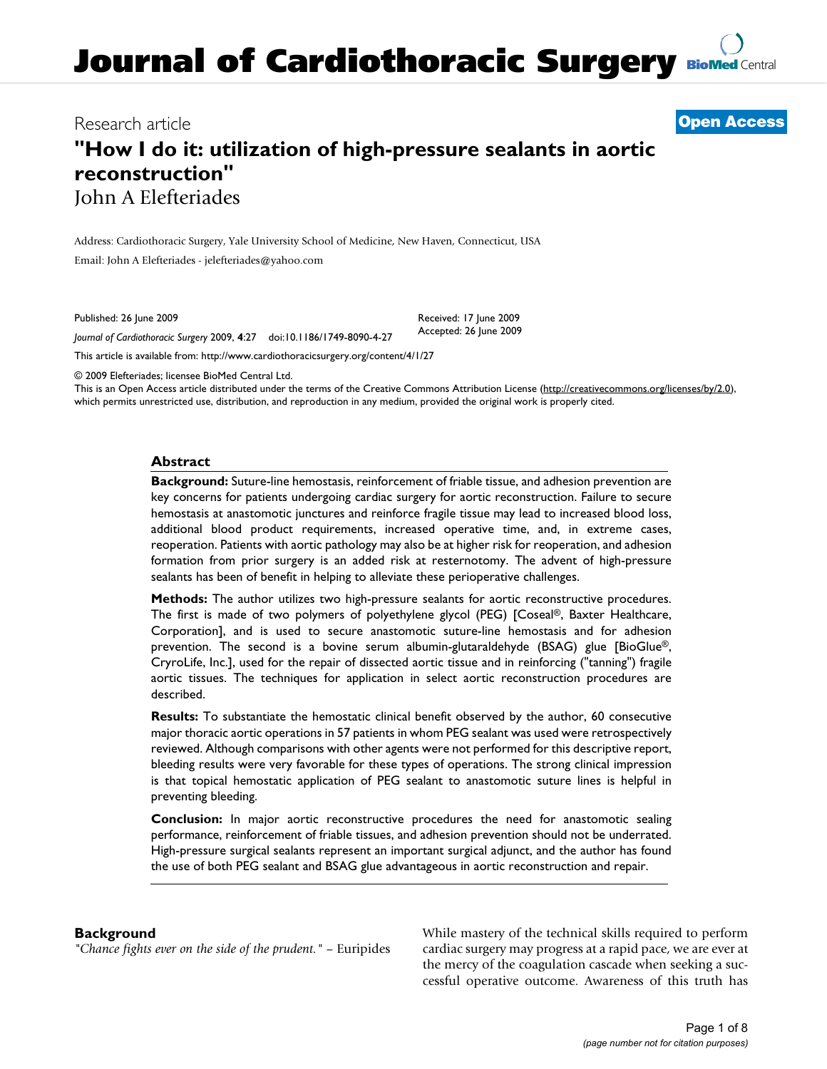# Journal of Cardiothoracic Surgery

Research article

**Open Access**

# "How I do it: utilization of high-pressure sealants in aortic reconstruction"

John A Elefteriades

Address: Cardiothoracic Surgery, Yale University School of Medicine, New Haven, Connecticut, USA

Email: John A Elefteriades - jelefteriades@yahoo.com

Published: 26 June 2009

*Journal of Cardiothoracic Surgery* 2009, **4**:27 doi:10.1186/1749-8090-4-27

Received: 17 June 2009

Accepted: 26 June 2009

This article is available from: http://www.cardiothoracicsurgery.org/content/4/1/27

© 2009 Elefteriades; licensee BioMed Central Ltd.

This is an Open Access article distributed under the terms of the Creative Commons Attribution License (http://creativecommons.org/licenses/by/2.0), which permits unrestricted use, distribution, and reproduction in any medium, provided the original work is properly cited.

## Abstract

**Background:** Suture-line hemostasis, reinforcement of friable tissue, and adhesion prevention are key concerns for patients undergoing cardiac surgery for aortic reconstruction. Failure to secure hemostasis at anastomotic junctures and reinforce fragile tissue may lead to increased blood loss, additional blood product requirements, increased operative time, and, in extreme cases, reoperation. Patients with aortic pathology may also be at higher risk for reoperation, and adhesion formation from prior surgery is an added risk at resternotomy. The advent of high-pressure sealants has been of benefit in helping to alleviate these perioperative challenges.

**Methods:** The author utilizes two high-pressure sealants for aortic reconstructive procedures. The first is made of two polymers of polyethylene glycol (PEG) [Coseal®, Baxter Healthcare, Corporation], and is used to secure anastomotic suture-line hemostasis and for adhesion prevention. The second is a bovine serum albumin-glutaraldehyde (BSAG) glue [BioGlue®, CryroLife, Inc.], used for the repair of dissected aortic tissue and in reinforcing ("tanning") fragile aortic tissues. The techniques for application in select aortic reconstruction procedures are described.

**Results:** To substantiate the hemostatic clinical benefit observed by the author, 60 consecutive major thoracic aortic operations in 57 patients in whom PEG sealant was used were retrospectively reviewed. Although comparisons with other agents were not performed for this descriptive report, bleeding results were very favorable for these types of operations. The strong clinical impression is that topical hemostatic application of PEG sealant to anastomotic suture lines is helpful in preventing bleeding.

**Conclusion:** In major aortic reconstructive procedures the need for anastomotic sealing performance, reinforcement of friable tissues, and adhesion prevention should not be underrated. High-pressure surgical sealants represent an important surgical adjunct, and the author has found the use of both PEG sealant and BSAG glue advantageous in aortic reconstruction and repair.

## Background

*"Chance fights ever on the side of the prudent."* – Euripides

While mastery of the technical skills required to perform cardiac surgery may progress at a rapid pace, we are ever at the mercy of the coagulation cascade when seeking a successful operative outcome. Awareness of this truth has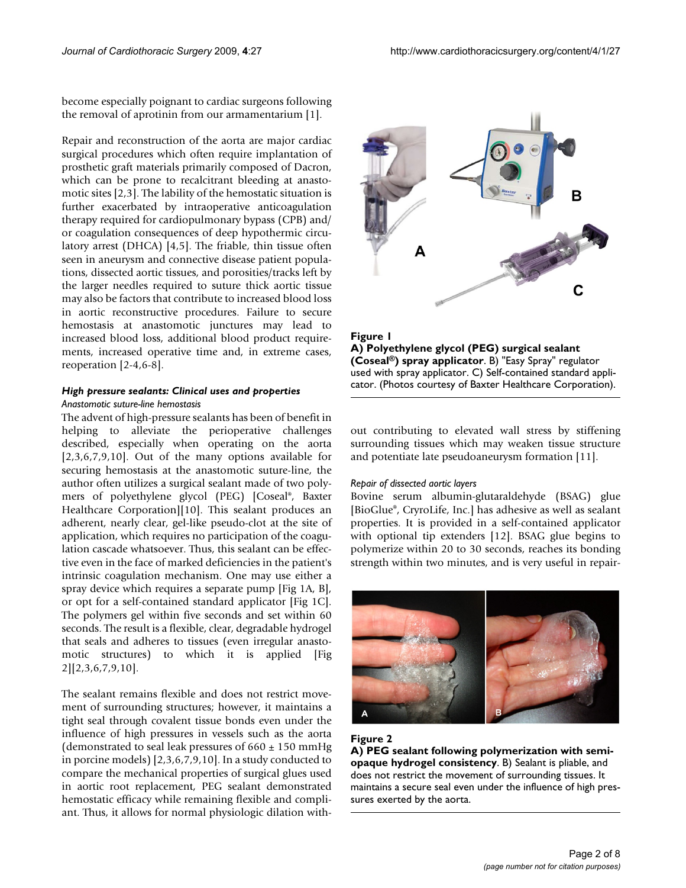become especially poignant to cardiac surgeons following the removal of aprotinin from our armamentarium [1].

Repair and reconstruction of the aorta are major cardiac surgical procedures which often require implantation of prosthetic graft materials primarily composed of Dacron, which can be prone to recalcitrant bleeding at anastomotic sites [2,3]. The lability of the hemostatic situation is further exacerbated by intraoperative anticoagulation therapy required for cardiopulmonary bypass (CPB) and/or coagulation consequences of deep hypothermic circulatory arrest (DHCA) [4,5]. The friable, thin tissue often seen in aneurysm and connective disease patient populations, dissected aortic tissues, and porosities/tracks left by the larger needles required to suture thick aortic tissue may also be factors that contribute to increased blood loss in aortic reconstructive procedures. Failure to secure hemostasis at anastomotic junctures may lead to increased blood loss, additional blood product requirements, increased operative time and, in extreme cases, reoperation [2-4,6-8].

### High pressure sealants: Clinical uses and properties

#### *Anastomotic suture-line hemostasis*

The advent of high-pressure sealants has been of benefit in helping to alleviate the perioperative challenges described, especially when operating on the aorta [2,3,6,7,9,10]. Out of the many options available for securing hemostasis at the anastomotic suture-line, the author often utilizes a surgical sealant made of two polymers of polyethylene glycol (PEG) [Coseal®, Baxter Healthcare Corporation][10]. This sealant produces an adherent, nearly clear, gel-like pseudo-clot at the site of application, which requires no participation of the coagulation cascade whatsoever. Thus, this sealant can be effective even in the face of marked deficiencies in the patient's intrinsic coagulation mechanism. One may use either a spray device which requires a separate pump [Fig 1A, B], or opt for a self-contained standard applicator [Fig 1C]. The polymers gel within five seconds and set within 60 seconds. The result is a flexible, clear, degradable hydrogel that seals and adheres to tissues (even irregular anastomotic structures) to which it is applied [Fig 2][2,3,6,7,9,10].

The sealant remains flexible and does not restrict movement of surrounding structures; however, it maintains a tight seal through covalent tissue bonds even under the influence of high pressures in vessels such as the aorta (demonstrated to seal leak pressures of 660 ± 150 mmHg in porcine models) [2,3,6,7,9,10]. In a study conducted to compare the mechanical properties of surgical glues used in aortic root replacement, PEG sealant demonstrated hemostatic efficacy while remaining flexible and compliant. Thus, it allows for normal physiologic dilation without contributing to elevated wall stress by stiffening surrounding tissues which may weaken tissue structure and potentiate late pseudoaneurysm formation [11].

**Figure 1**
**A) Polyethylene glycol (PEG) surgical sealant (Coseal®) spray applicator**. B) "Easy Spray" regulator used with spray applicator. C) Self-contained standard applicator. (Photos courtesy of Baxter Healthcare Corporation).

#### *Repair of dissected aortic layers*

Bovine serum albumin-glutaraldehyde (BSAG) glue [BioGlue®, CryroLife, Inc.] has adhesive as well as sealant properties. It is provided in a self-contained applicator with optional tip extenders [12]. BSAG glue begins to polymerize within 20 to 30 seconds, reaches its bonding strength within two minutes, and is very useful in repair-

**Figure 2**
**A) PEG sealant following polymerization with semi-opaque hydrogel consistency**. B) Sealant is pliable, and does not restrict the movement of surrounding tissues. It maintains a secure seal even under the influence of high pressures exerted by the aorta.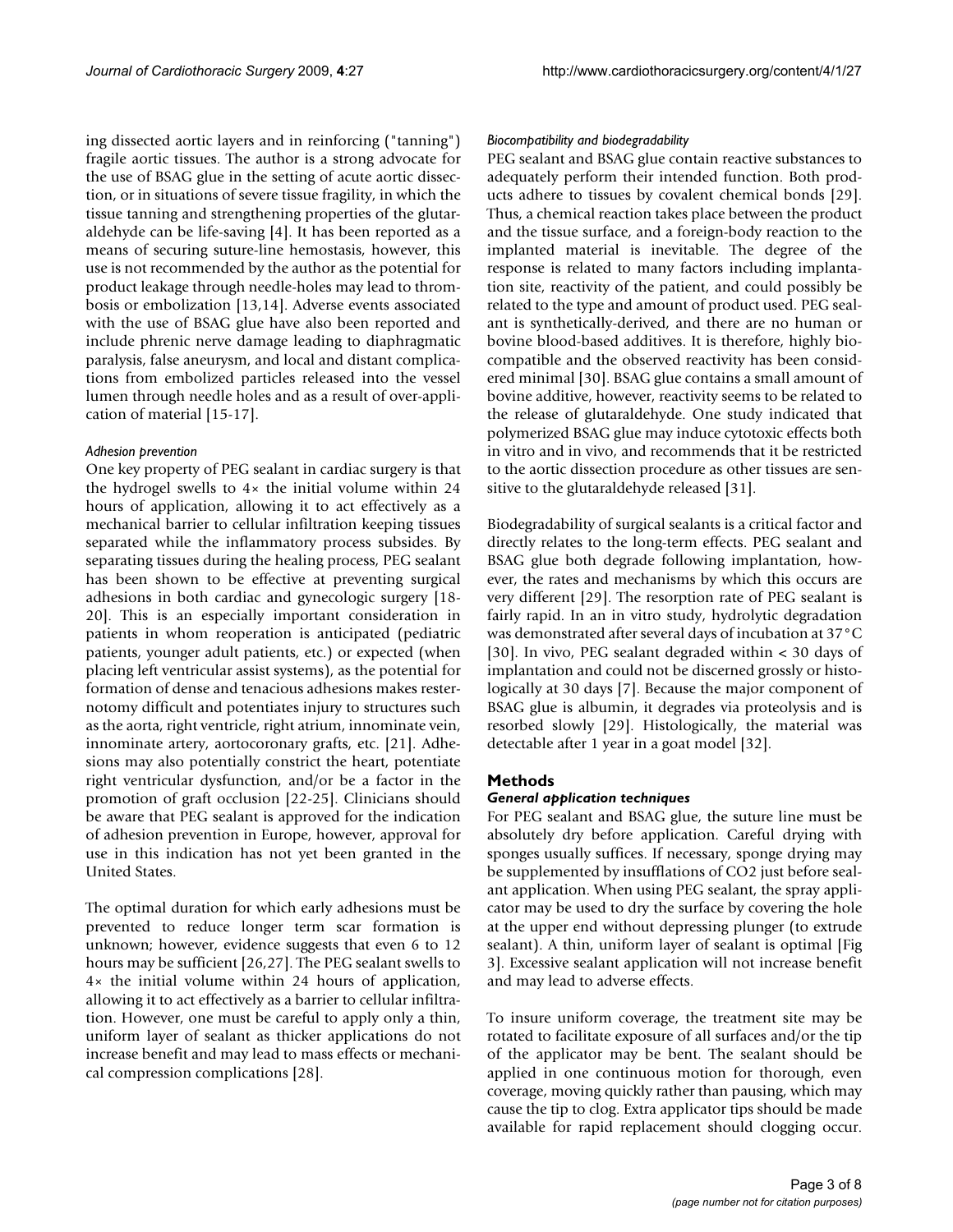ing dissected aortic layers and in reinforcing ("tanning") fragile aortic tissues. The author is a strong advocate for the use of BSAG glue in the setting of acute aortic dissection, or in situations of severe tissue fragility, in which the tissue tanning and strengthening properties of the glutaraldehyde can be life-saving [4]. It has been reported as a means of securing suture-line hemostasis, however, this use is not recommended by the author as the potential for product leakage through needle-holes may lead to thrombosis or embolization [13,14]. Adverse events associated with the use of BSAG glue have also been reported and include phrenic nerve damage leading to diaphragmatic paralysis, false aneurysm, and local and distant complications from embolized particles released into the vessel lumen through needle holes and as a result of over-application of material [15-17].

*Adhesion prevention*

One key property of PEG sealant in cardiac surgery is that the hydrogel swells to 4× the initial volume within 24 hours of application, allowing it to act effectively as a mechanical barrier to cellular infiltration keeping tissues separated while the inflammatory process subsides. By separating tissues during the healing process, PEG sealant has been shown to be effective at preventing surgical adhesions in both cardiac and gynecologic surgery [18-20]. This is an especially important consideration in patients in whom reoperation is anticipated (pediatric patients, younger adult patients, etc.) or expected (when placing left ventricular assist systems), as the potential for formation of dense and tenacious adhesions makes resternotomy difficult and potentiates injury to structures such as the aorta, right ventricle, right atrium, innominate vein, innominate artery, aortocoronary grafts, etc. [21]. Adhesions may also potentially constrict the heart, potentiate right ventricular dysfunction, and/or be a factor in the promotion of graft occlusion [22-25]. Clinicians should be aware that PEG sealant is approved for the indication of adhesion prevention in Europe, however, approval for use in this indication has not yet been granted in the United States.

The optimal duration for which early adhesions must be prevented to reduce longer term scar formation is unknown; however, evidence suggests that even 6 to 12 hours may be sufficient [26,27]. The PEG sealant swells to 4× the initial volume within 24 hours of application, allowing it to act effectively as a barrier to cellular infiltration. However, one must be careful to apply only a thin, uniform layer of sealant as thicker applications do not increase benefit and may lead to mass effects or mechanical compression complications [28].

*Biocompatibility and biodegradability*

PEG sealant and BSAG glue contain reactive substances to adequately perform their intended function. Both products adhere to tissues by covalent chemical bonds [29]. Thus, a chemical reaction takes place between the product and the tissue surface, and a foreign-body reaction to the implanted material is inevitable. The degree of the response is related to many factors including implantation site, reactivity of the patient, and could possibly be related to the type and amount of product used. PEG sealant is synthetically-derived, and there are no human or bovine blood-based additives. It is therefore, highly biocompatible and the observed reactivity has been considered minimal [30]. BSAG glue contains a small amount of bovine additive, however, reactivity seems to be related to the release of glutaraldehyde. One study indicated that polymerized BSAG glue may induce cytotoxic effects both in vitro and in vivo, and recommends that it be restricted to the aortic dissection procedure as other tissues are sensitive to the glutaraldehyde released [31].

Biodegradability of surgical sealants is a critical factor and directly relates to the long-term effects. PEG sealant and BSAG glue both degrade following implantation, however, the rates and mechanisms by which this occurs are very different [29]. The resorption rate of PEG sealant is fairly rapid. In an in vitro study, hydrolytic degradation was demonstrated after several days of incubation at 37°C [30]. In vivo, PEG sealant degraded within < 30 days of implantation and could not be discerned grossly or histologically at 30 days [7]. Because the major component of BSAG glue is albumin, it degrades via proteolysis and is resorbed slowly [29]. Histologically, the material was detectable after 1 year in a goat model [32].

## Methods

### General application techniques

For PEG sealant and BSAG glue, the suture line must be absolutely dry before application. Careful drying with sponges usually suffices. If necessary, sponge drying may be supplemented by insufflations of $CO_2$ just before sealant application. When using PEG sealant, the spray applicator may be used to dry the surface by covering the hole at the upper end without depressing plunger (to extrude sealant). A thin, uniform layer of sealant is optimal [Fig 3]. Excessive sealant application will not increase benefit and may lead to adverse effects.

To insure uniform coverage, the treatment site may be rotated to facilitate exposure of all surfaces and/or the tip of the applicator may be bent. The sealant should be applied in one continuous motion for thorough, even coverage, moving quickly rather than pausing, which may cause the tip to clog. Extra applicator tips should be made available for rapid replacement should clogging occur.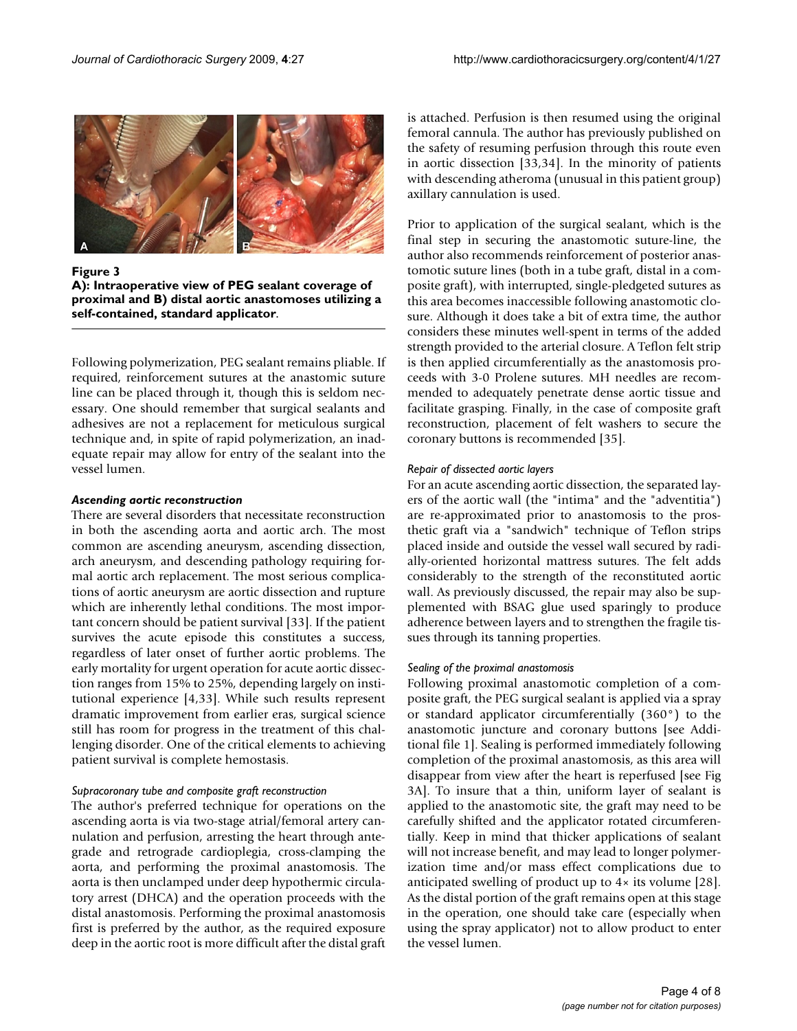**Figure 3**
**A): Intraoperative view of PEG sealant coverage of proximal and B) distal aortic anastomoses utilizing a self-contained, standard applicator.**

Following polymerization, PEG sealant remains pliable. If required, reinforcement sutures at the anastomic suture line can be placed through it, though this is seldom necessary. One should remember that surgical sealants and adhesives are not a replacement for meticulous surgical technique and, in spite of rapid polymerization, an inadequate repair may allow for entry of the sealant into the vessel lumen.

### *Ascending aortic reconstruction*

There are several disorders that necessitate reconstruction in both the ascending aorta and aortic arch. The most common are ascending aneurysm, ascending dissection, arch aneurysm, and descending pathology requiring formal aortic arch replacement. The most serious complications of aortic aneurysm are aortic dissection and rupture which are inherently lethal conditions. The most important concern should be patient survival [33]. If the patient survives the acute episode this constitutes a success, regardless of later onset of further aortic problems. The early mortality for urgent operation for acute aortic dissection ranges from 15% to 25%, depending largely on institutional experience [4,33]. While such results represent dramatic improvement from earlier eras, surgical science still has room for progress in the treatment of this challenging disorder. One of the critical elements to achieving patient survival is complete hemostasis.

#### *Supracoronary tube and composite graft reconstruction*

The author's preferred technique for operations on the ascending aorta is via two-stage atrial/femoral artery cannulation and perfusion, arresting the heart through antegrade and retrograde cardioplegia, cross-clamping the aorta, and performing the proximal anastomosis. The aorta is then unclamped under deep hypothermic circulatory arrest (DHCA) and the operation proceeds with the distal anastomosis. Performing the proximal anastomosis first is preferred by the author, as the required exposure deep in the aortic root is more difficult after the distal graft is attached. Perfusion is then resumed using the original femoral cannula. The author has previously published on the safety of resuming perfusion through this route even in aortic dissection [33,34]. In the minority of patients with descending atheroma (unusual in this patient group) axillary cannulation is used.

Prior to application of the surgical sealant, which is the final step in securing the anastomotic suture-line, the author also recommends reinforcement of posterior anastomotic suture lines (both in a tube graft, distal in a composite graft), with interrupted, single-pledgeted sutures as this area becomes inaccessible following anastomotic closure. Although it does take a bit of extra time, the author considers these minutes well-spent in terms of the added strength provided to the arterial closure. A Teflon felt strip is then applied circumferentially as the anastomosis proceeds with 3-0 Prolene sutures. MH needles are recommended to adequately penetrate dense aortic tissue and facilitate grasping. Finally, in the case of composite graft reconstruction, placement of felt washers to secure the coronary buttons is recommended [35].

#### *Repair of dissected aortic layers*

For an acute ascending aortic dissection, the separated layers of the aortic wall (the "intima" and the "adventitia") are re-approximated prior to anastomosis to the prosthetic graft via a "sandwich" technique of Teflon strips placed inside and outside the vessel wall secured by radially-oriented horizontal mattress sutures. The felt adds considerably to the strength of the reconstituted aortic wall. As previously discussed, the repair may also be supplemented with BSAG glue used sparingly to produce adherence between layers and to strengthen the fragile tissues through its tanning properties.

#### *Sealing of the proximal anastomosis*

Following proximal anastomotic completion of a composite graft, the PEG surgical sealant is applied via a spray or standard applicator circumferentially (360°) to the anastomotic juncture and coronary buttons [see Additional file 1]. Sealing is performed immediately following completion of the proximal anastomosis, as this area will disappear from view after the heart is reperfused [see Fig 3A]. To insure that a thin, uniform layer of sealant is applied to the anastomotic site, the graft may need to be carefully shifted and the applicator rotated circumferentially. Keep in mind that thicker applications of sealant will not increase benefit, and may lead to longer polymerization time and/or mass effect complications due to anticipated swelling of product up to 4× its volume [28]. As the distal portion of the graft remains open at this stage in the operation, one should take care (especially when using the spray applicator) not to allow product to enter the vessel lumen.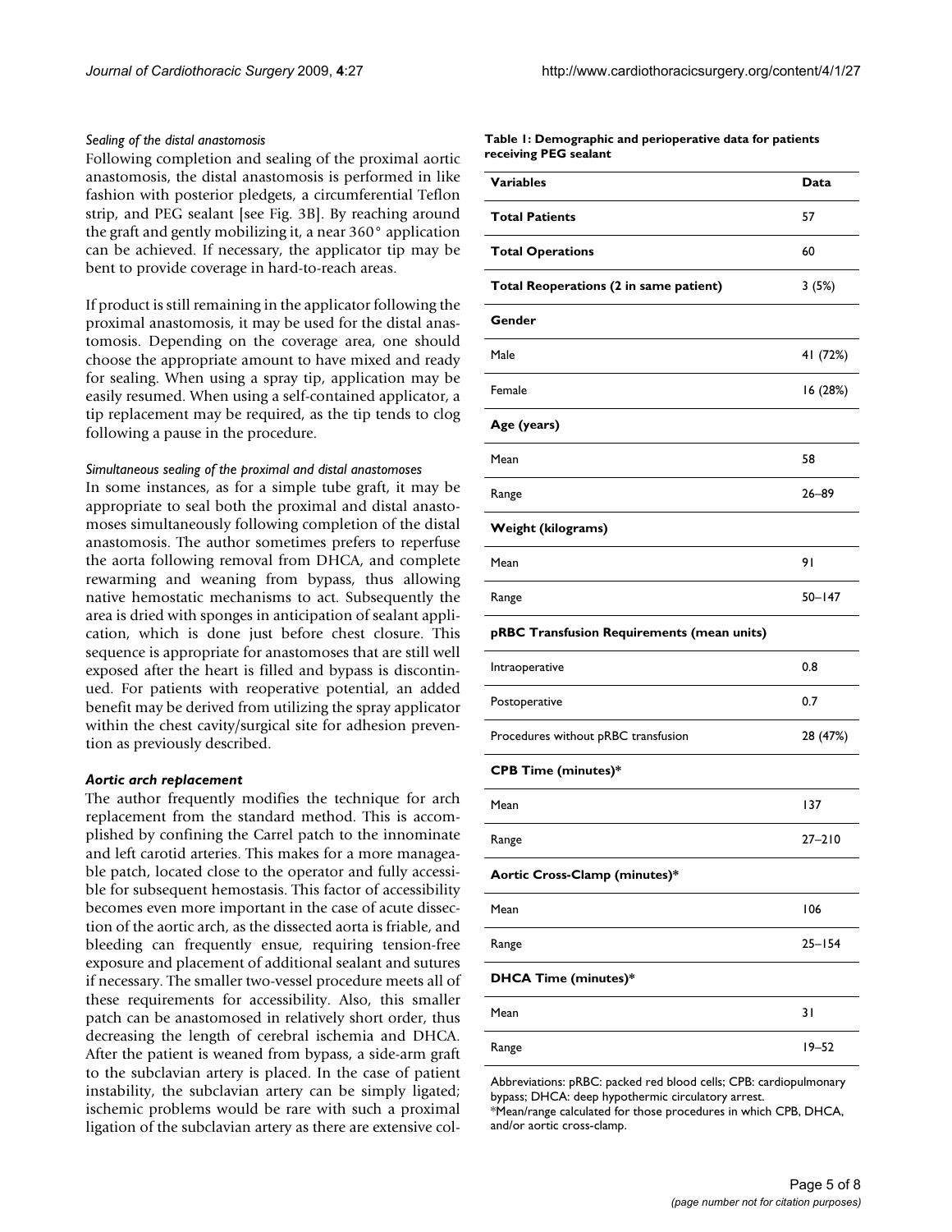*Sealing of the distal anastomosis*

Following completion and sealing of the proximal aortic anastomosis, the distal anastomosis is performed in like fashion with posterior pledgets, a circumferential Teflon strip, and PEG sealant [see Fig. 3B]. By reaching around the graft and gently mobilizing it, a near 360° application can be achieved. If necessary, the applicator tip may be bent to provide coverage in hard-to-reach areas.

If product is still remaining in the applicator following the proximal anastomosis, it may be used for the distal anastomosis. Depending on the coverage area, one should choose the appropriate amount to have mixed and ready for sealing. When using a spray tip, application may be easily resumed. When using a self-contained applicator, a tip replacement may be required, as the tip tends to clog following a pause in the procedure.

*Simultaneous sealing of the proximal and distal anastomoses*

In some instances, as for a simple tube graft, it may be appropriate to seal both the proximal and distal anastomoses simultaneously following completion of the distal anastomosis. The author sometimes prefers to reperfuse the aorta following removal from DHCA, and complete rewarming and weaning from bypass, thus allowing native hemostatic mechanisms to act. Subsequently the area is dried with sponges in anticipation of sealant application, which is done just before chest closure. This sequence is appropriate for anastomoses that are still well exposed after the heart is filled and bypass is discontinued. For patients with reoperative potential, an added benefit may be derived from utilizing the spray applicator within the chest cavity/surgical site for adhesion prevention as previously described.

### *Aortic arch replacement*

The author frequently modifies the technique for arch replacement from the standard method. This is accomplished by confining the Carrel patch to the innominate and left carotid arteries. This makes for a more manageable patch, located close to the operator and fully accessible for subsequent hemostasis. This factor of accessibility becomes even more important in the case of acute dissection of the aortic arch, as the dissected aorta is friable, and bleeding can frequently ensue, requiring tension-free exposure and placement of additional sealant and sutures if necessary. The smaller two-vessel procedure meets all of these requirements for accessibility. Also, this smaller patch can be anastomosed in relatively short order, thus decreasing the length of cerebral ischemia and DHCA. After the patient is weaned from bypass, a side-arm graft to the subclavian artery is placed. In the case of patient instability, the subclavian artery can be simply ligated; ischemic problems would be rare with such a proximal ligation of the subclavian artery as there are extensive col-

**Table 1: Demographic and perioperative data for patients receiving PEG sealant**

| Variables | Data |
|---|---|
| **Total Patients** | 57 |
| **Total Operations** | 60 |
| **Total Reoperations (2 in same patient)** | 3 (5%) |
| **Gender** | |
| Male | 41 (72%) |
| Female | 16 (28%) |
| **Age (years)** | |
| Mean | 58 |
| Range | 26–89 |
| **Weight (kilograms)** | |
| Mean | 91 |
| Range | 50–147 |
| **pRBC Transfusion Requirements (mean units)** | |
| Intraoperative | 0.8 |
| Postoperative | 0.7 |
| Procedures without pRBC transfusion | 28 (47%) |
| **CPB Time (minutes)*** | |
| Mean | 137 |
| Range | 27–210 |
| **Aortic Cross-Clamp (minutes)*** | |
| Mean | 106 |
| Range | 25–154 |
| **DHCA Time (minutes)*** | |
| Mean | 31 |
| Range | 19–52 |

Abbreviations: pRBC: packed red blood cells; CPB: cardiopulmonary bypass; DHCA: deep hypothermic circulatory arrest.
*Mean/range calculated for those procedures in which CPB, DHCA, and/or aortic cross-clamp.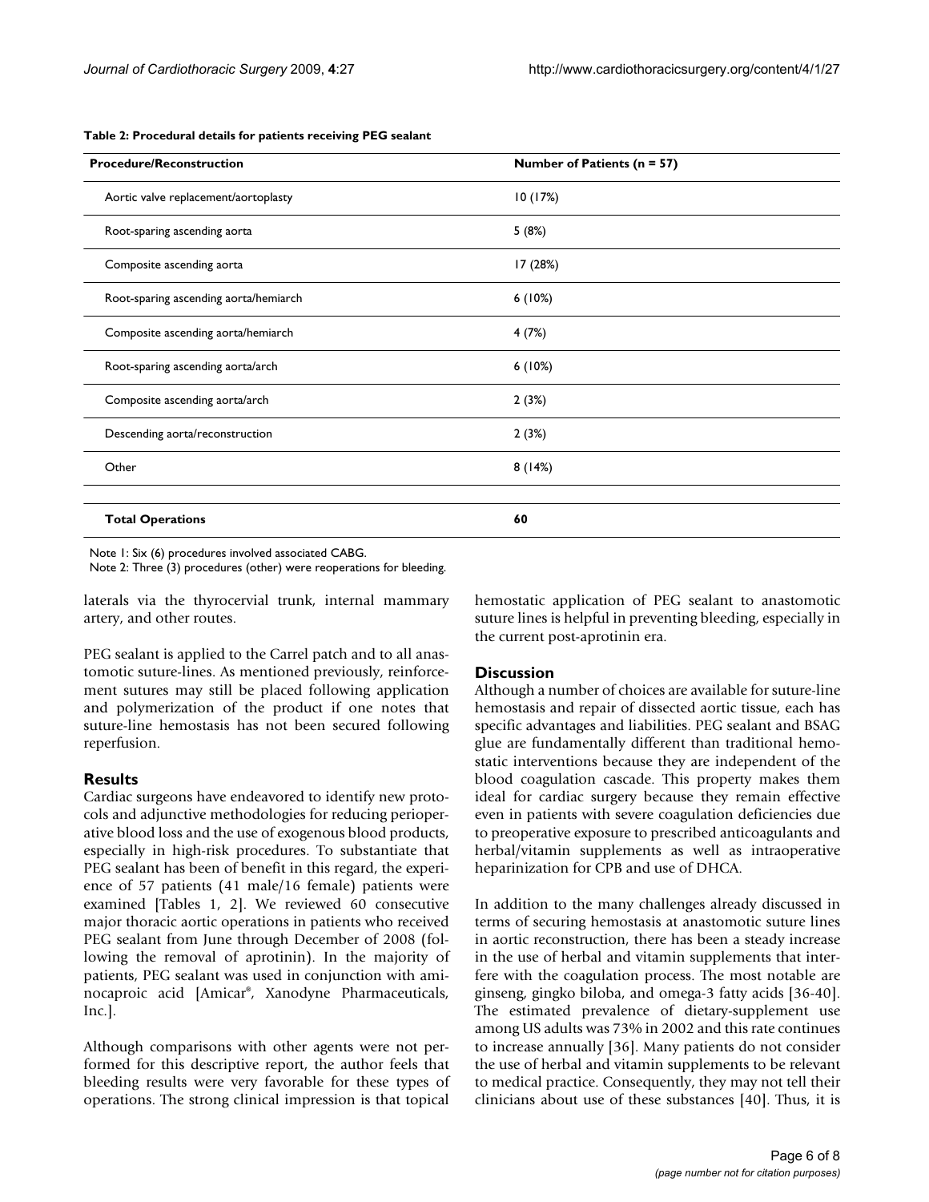**Table 2: Procedural details for patients receiving PEG sealant**

| Procedure/Reconstruction | Number of Patients (n = 57) |
| --- | --- |
| Aortic valve replacement/aortoplasty | 10 (17%) |
| Root-sparing ascending aorta | 5 (8%) |
| Composite ascending aorta | 17 (28%) |
| Root-sparing ascending aorta/hemiarch | 6 (10%) |
| Composite ascending aorta/hemiarch | 4 (7%) |
| Root-sparing ascending aorta/arch | 6 (10%) |
| Composite ascending aorta/arch | 2 (3%) |
| Descending aorta/reconstruction | 2 (3%) |
| Other | 8 (14%) |
| | |
| **Total Operations** | **60** |

Note 1: Six (6) procedures involved associated CABG.
Note 2: Three (3) procedures (other) were reoperations for bleeding.

laterals via the thyrocervial trunk, internal mammary artery, and other routes.

PEG sealant is applied to the Carrel patch and to all anastomotic suture-lines. As mentioned previously, reinforcement sutures may still be placed following application and polymerization of the product if one notes that suture-line hemostasis has not been secured following reperfusion.

## Results

Cardiac surgeons have endeavored to identify new protocols and adjunctive methodologies for reducing perioperative blood loss and the use of exogenous blood products, especially in high-risk procedures. To substantiate that PEG sealant has been of benefit in this regard, the experience of 57 patients (41 male/16 female) patients were examined [Tables 1, 2]. We reviewed 60 consecutive major thoracic aortic operations in patients who received PEG sealant from June through December of 2008 (following the removal of aprotinin). In the majority of patients, PEG sealant was used in conjunction with aminocaproic acid [Amicar®, Xanodyne Pharmaceuticals, Inc.].

Although comparisons with other agents were not performed for this descriptive report, the author feels that bleeding results were very favorable for these types of operations. The strong clinical impression is that topical hemostatic application of PEG sealant to anastomotic suture lines is helpful in preventing bleeding, especially in the current post-aprotinin era.

## Discussion

Although a number of choices are available for suture-line hemostasis and repair of dissected aortic tissue, each has specific advantages and liabilities. PEG sealant and BSAG glue are fundamentally different than traditional hemostatic interventions because they are independent of the blood coagulation cascade. This property makes them ideal for cardiac surgery because they remain effective even in patients with severe coagulation deficiencies due to preoperative exposure to prescribed anticoagulants and herbal/vitamin supplements as well as intraoperative heparinization for CPB and use of DHCA.

In addition to the many challenges already discussed in terms of securing hemostasis at anastomotic suture lines in aortic reconstruction, there has been a steady increase in the use of herbal and vitamin supplements that interfere with the coagulation process. The most notable are ginseng, gingko biloba, and omega-3 fatty acids [36-40]. The estimated prevalence of dietary-supplement use among US adults was 73% in 2002 and this rate continues to increase annually [36]. Many patients do not consider the use of herbal and vitamin supplements to be relevant to medical practice. Consequently, they may not tell their clinicians about use of these substances [40]. Thus, it is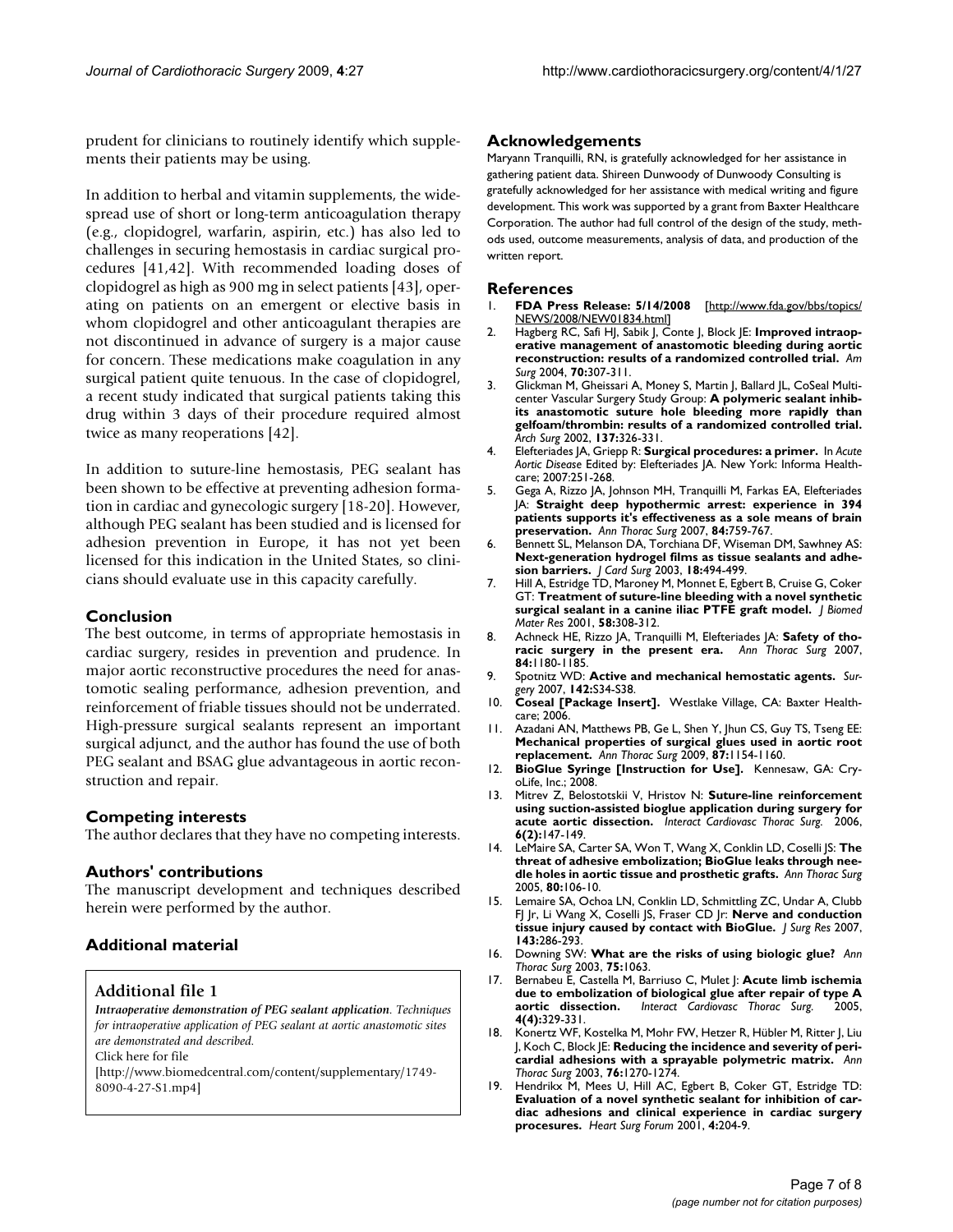prudent for clinicians to routinely identify which supplements their patients may be using.

In addition to herbal and vitamin supplements, the widespread use of short or long-term anticoagulation therapy (e.g., clopidogrel, warfarin, aspirin, etc.) has also led to challenges in securing hemostasis in cardiac surgical procedures [41,42]. With recommended loading doses of clopidogrel as high as 900 mg in select patients [43], operating on patients on an emergent or elective basis in whom clopidogrel and other anticoagulant therapies are not discontinued in advance of surgery is a major cause for concern. These medications make coagulation in any surgical patient quite tenuous. In the case of clopidogrel, a recent study indicated that surgical patients taking this drug within 3 days of their procedure required almost twice as many reoperations [42].

In addition to suture-line hemostasis, PEG sealant has been shown to be effective at preventing adhesion formation in cardiac and gynecologic surgery [18-20]. However, although PEG sealant has been studied and is licensed for adhesion prevention in Europe, it has not yet been licensed for this indication in the United States, so clinicians should evaluate use in this capacity carefully.

## Conclusion

The best outcome, in terms of appropriate hemostasis in cardiac surgery, resides in prevention and prudence. In major aortic reconstructive procedures the need for anastomotic sealing performance, adhesion prevention, and reinforcement of friable tissues should not be underrated. High-pressure surgical sealants represent an important surgical adjunct, and the author has found the use of both PEG sealant and BSAG glue advantageous in aortic reconstruction and repair.

## Competing interests

The author declares that they have no competing interests.

## Authors' contributions

The manuscript development and techniques described herein were performed by the author.

## Additional material

### Additional file 1

*Intraoperative demonstration of PEG sealant application. Techniques for intraoperative application of PEG sealant at aortic anastomotic sites are demonstrated and described.*
Click here for file
[http://www.biomedcentral.com/content/supplementary/1749-8090-4-27-S1.mp4]

## Acknowledgements

Maryann Tranquilli, RN, is gratefully acknowledged for her assistance in gathering patient data. Shireen Dunwoody of Dunwoody Consulting is gratefully acknowledged for her assistance with medical writing and figure development. This work was supported by a grant from Baxter Healthcare Corporation. The author had full control of the design of the study, methods used, outcome measurements, analysis of data, and production of the written report.

## References

1. **FDA Press Release: 5/14/2008** [http://www.fda.gov/bbs/topics/NEWS/2008/NEW01834.html]
2. Hagberg RC, Safi HJ, Sabik J, Conte J, Block JE: **Improved intraoperative management of anastomotic bleeding during aortic reconstruction: results of a randomized controlled trial.** *Am Surg* 2004, **70:**307-311.
3. Glickman M, Gheissari A, Money S, Martin J, Ballard JL, CoSeal Multicenter Vascular Surgery Study Group: **A polymeric sealant inhibits anastomotic suture hole bleeding more rapidly than gelfoam/thrombin: results of a randomized controlled trial.** *Arch Surg* 2002, **137:**326-331.
4. Elefteriades JA, Griepp R: **Surgical procedures: a primer.** In *Acute Aortic Disease* Edited by: Elefteriades JA. New York: Informa Healthcare; 2007:251-268.
5. Gega A, Rizzo JA, Johnson MH, Tranquilli M, Farkas EA, Elefteriades JA: **Straight deep hypothermic arrest: experience in 394 patients supports it's effectiveness as a sole means of brain preservation.** *Ann Thorac Surg* 2007, **84:**759-767.
6. Bennett SL, Melanson DA, Torchiana DF, Wiseman DM, Sawhney AS: **Next-generation hydrogel films as tissue sealants and adhesion barriers.** *J Card Surg* 2003, **18:**494-499.
7. Hill A, Estridge TD, Maroney M, Monnet E, Egbert B, Cruise G, Coker GT: **Treatment of suture-line bleeding with a novel synthetic surgical sealant in a canine iliac PTFE graft model.** *J Biomed Mater Res* 2001, **58:**308-312.
8. Achneck HE, Rizzo JA, Tranquilli M, Elefteriades JA: **Safety of thoracic surgery in the present era.** *Ann Thorac Surg* 2007, **84:**1180-1185.
9. Spotnitz WD: **Active and mechanical hemostatic agents.** *Surgery* 2007, **142:**S34-S38.
10. **Coseal [Package Insert].** Westlake Village, CA: Baxter Healthcare; 2006.
11. Azadani AN, Matthews PB, Ge L, Shen Y, Jhun CS, Guy TS, Tseng EE: **Mechanical properties of surgical glues used in aortic root replacement.** *Ann Thorac Surg* 2009, **87:**1154-1160.
12. **BioGlue Syringe [Instruction for Use].** Kennesaw, GA: CryoLife, Inc.; 2008.
13. Mitrev Z, Belostotskii V, Hristov N: **Suture-line reinforcement using suction-assisted bioglue application during surgery for acute aortic dissection.** *Interact Cardiovasc Thorac Surg.* 2006, **6(2):**147-149.
14. LeMaire SA, Carter SA, Won T, Wang X, Conklin LD, Coselli JS: **The threat of adhesive embolization; BioGlue leaks through needle holes in aortic tissue and prosthetic grafts.** *Ann Thorac Surg* 2005, **80:**106-10.
15. Lemaire SA, Ochoa LN, Conklin LD, Schmittling ZC, Undar A, Clubb FJ Jr, Li Wang X, Coselli JS, Fraser CD Jr: **Nerve and conduction tissue injury caused by contact with BioGlue.** *J Surg Res* 2007, **143:**286-293.
16. Downing SW: **What are the risks of using biologic glue?** *Ann Thorac Surg* 2003, **75:**1063.
17. Bernabeu E, Castella M, Barriuso C, Mulet J: **Acute limb ischemia due to embolization of biological glue after repair of type A aortic dissection.** *Interact Cardiovasc Thorac Surg.* 2005, **4(4):**329-331.
18. Konertz WF, Kostelka M, Mohr FW, Hetzer R, Hübler M, Ritter J, Liu J, Koch C, Block JE: **Reducing the incidence and severity of pericardial adhesions with a sprayable polymeric matrix.** *Ann Thorac Surg* 2003, **76:**1270-1274.
19. Hendrikx M, Mees U, Hill AC, Egbert B, Coker GT, Estridge TD: **Evaluation of a novel synthetic sealant for inhibition of cardiac adhesions and clinical experience in cardiac surgery procesures.** *Heart Surg Forum* 2001, **4:**204-9.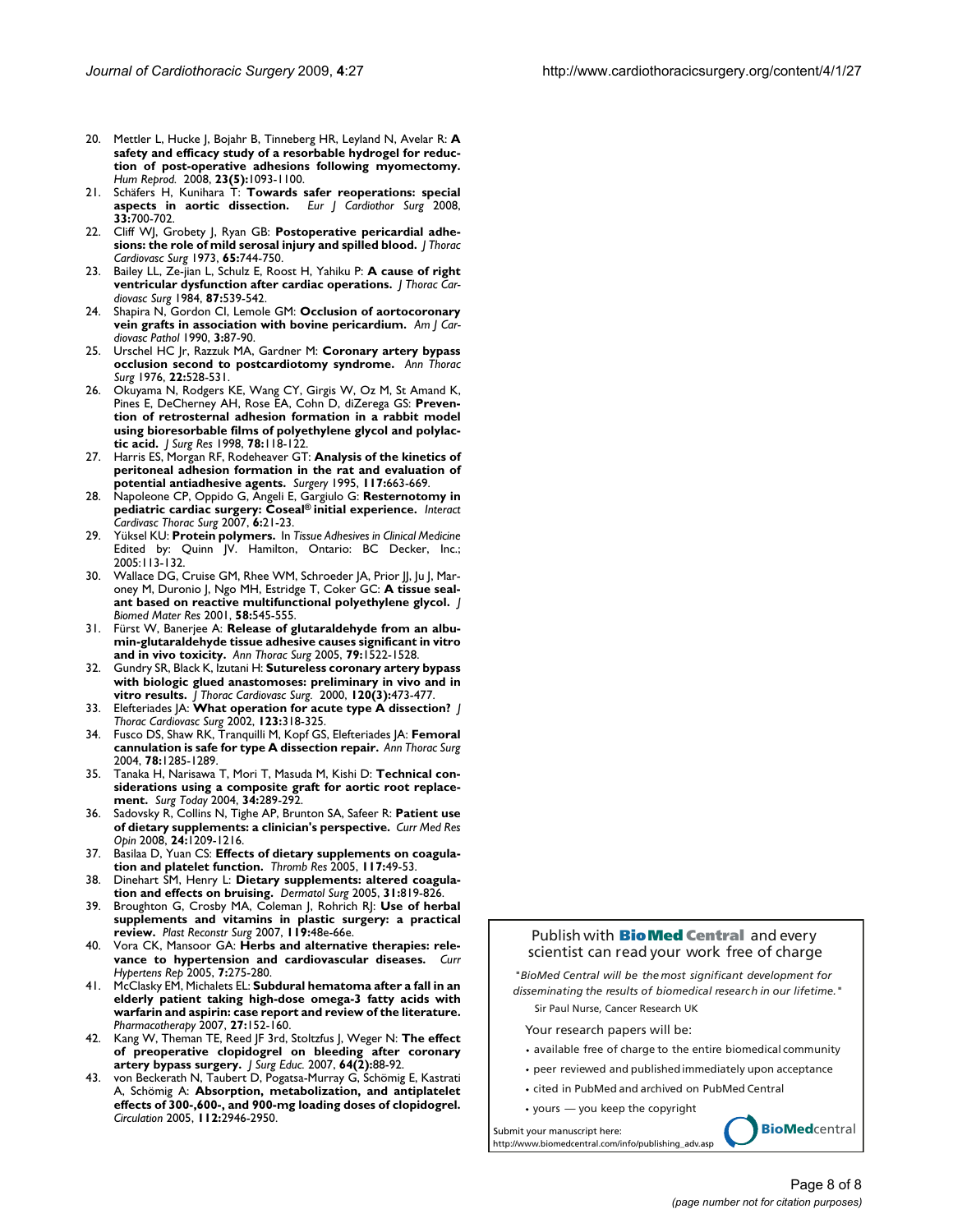20. Mettler L, Hucke J, Bojahr B, Tinneberg HR, Leyland N, Avelar R: **A safety and efficacy study of a resorbable hydrogel for reduction of post-operative adhesions following myomectomy.** *Hum Reprod.* 2008, **23(5):**1093-1100.
21. Schäfers H, Kunihara T: **Towards safer reoperations: special aspects in aortic dissection.** *Eur J Cardiothor Surg* 2008, **33:**700-702.
22. Cliff WJ, Grobety J, Ryan GB: **Postoperative pericardial adhesions: the role of mild serosal injury and spilled blood.** *J Thorac Cardiovasc Surg* 1973, **65:**744-750.
23. Bailey LL, Ze-jian L, Schulz E, Roost H, Yahiku P: **A cause of right ventricular dysfunction after cardiac operations.** *J Thorac Cardiovasc Surg* 1984, **87:**539-542.
24. Shapira N, Gordon CI, Lemole GM: **Occlusion of aortocoronary vein grafts in association with bovine pericardium.** *Am J Cardiovasc Pathol* 1990, **3:**87-90.
25. Urschel HC Jr, Razzuk MA, Gardner M: **Coronary artery bypass occlusion second to postcardiotomy syndrome.** *Ann Thorac Surg* 1976, **22:**528-531.
26. Okuyama N, Rodgers KE, Wang CY, Girgis W, Oz M, St Amand K, Pines E, DeCherney AH, Rose EA, Cohn D, diZerega GS: **Prevention of retrosternal adhesion formation in a rabbit model using bioresorbable films of polyethylene glycol and polylactic acid.** *J Surg Res* 1998, **78:**118-122.
27. Harris ES, Morgan RF, Rodeheaver GT: **Analysis of the kinetics of peritoneal adhesion formation in the rat and evaluation of potential antiadhesive agents.** *Surgery* 1995, **117:**663-669.
28. Napoleone CP, Oppido G, Angeli E, Gargiulo G: **Resternotomy in pediatric cardiac surgery: Coseal® initial experience.** *Interact Cardivasc Thorac Surg* 2007, **6:**21-23.
29. Yüksel KU: **Protein polymers.** In *Tissue Adhesives in Clinical Medicine* Edited by: Quinn JV. Hamilton, Ontario: BC Decker, Inc.; 2005:113-132.
30. Wallace DG, Cruise GM, Rhee WM, Schroeder JA, Prior JJ, Ju J, Maroney M, Duronio J, Ngo MH, Estridge T, Coker GC: **A tissue sealant based on reactive multifunctional polyethylene glycol.** *J Biomed Mater Res* 2001, **58:**545-555.
31. Fürst W, Banerjee A: **Release of glutaraldehyde from an albumin-glutaraldehyde tissue adhesive causes significant in vitro and in vivo toxicity.** *Ann Thorac Surg* 2005, **79:**1522-1528.
32. Gundry SR, Black K, Izutani H: **Sutureless coronary artery bypass with biologic glued anastomoses: preliminary in vivo and in vitro results.** *J Thorac Cardiovasc Surg.* 2000, **120(3):**473-477.
33. Elefteriades JA: **What operation for acute type A dissection?** *J Thorac Cardiovasc Surg* 2002, **123:**318-325.
34. Fusco DS, Shaw RK, Tranquilli M, Kopf GS, Elefteriades JA: **Femoral cannulation is safe for type A dissection repair.** *Ann Thorac Surg* 2004, **78:**1285-1289.
35. Tanaka H, Narisawa T, Mori T, Masuda M, Kishi D: **Technical considerations using a composite graft for aortic root replacement.** *Surg Today* 2004, **34:**289-292.
36. Sadovsky R, Collins N, Tighe AP, Brunton SA, Safeer R: **Patient use of dietary supplements: a clinician's perspective.** *Curr Med Res Opin* 2008, **24:**1209-1216.
37. Basilaa D, Yuan CS: **Effects of dietary supplements on coagulation and platelet function.** *Thromb Res* 2005, **117:**49-53.
38. Dinehart SM, Henry L: **Dietary supplements: altered coagulation and effects on bruising.** *Dermatol Surg* 2005, **31:**819-826.
39. Broughton G, Crosby MA, Coleman J, Rohrich RJ: **Use of herbal supplements and vitamins in plastic surgery: a practical review.** *Plast Reconstr Surg* 2007, **119:**48e-66e.
40. Vora CK, Mansoor GA: **Herbs and alternative therapies: relevance to hypertension and cardiovascular diseases.** *Curr Hypertens Rep* 2005, **7:**275-280.
41. McClasky EM, Michalets EL: **Subdural hematoma after a fall in an elderly patient taking high-dose omega-3 fatty acids with warfarin and aspirin: case report and review of the literature.** *Pharmacotherapy* 2007, **27:**152-160.
42. Kang W, Theman TE, Reed JF 3rd, Stoltzfus J, Weger N: **The effect of preoperative clopidogrel on bleeding after coronary artery bypass surgery.** *J Surg Educ.* 2007, **64(2):**88-92.
43. von Beckerath N, Taubert D, Pogatsa-Murray G, Schömig E, Kastrati A, Schömig A: **Absorption, metabolization, and antiplatelet effects of 300-,600-, and 900-mg loading doses of clopidogrel.** *Circulation* 2005, **112:**2946-2950.

Publish with **BioMed Central** and every scientist can read your work free of charge

*"BioMed Central will be the most significant development for disseminating the results of biomedical research in our lifetime."*
Sir Paul Nurse, Cancer Research UK

Your research papers will be:

- available free of charge to the entire biomedical community
- peer reviewed and published immediately upon acceptance
- cited in PubMed and archived on PubMed Central
- yours — you keep the copyright

Submit your manuscript here:
http://www.biomedcentral.com/info/publishing_adv.asp

BioMedcentral